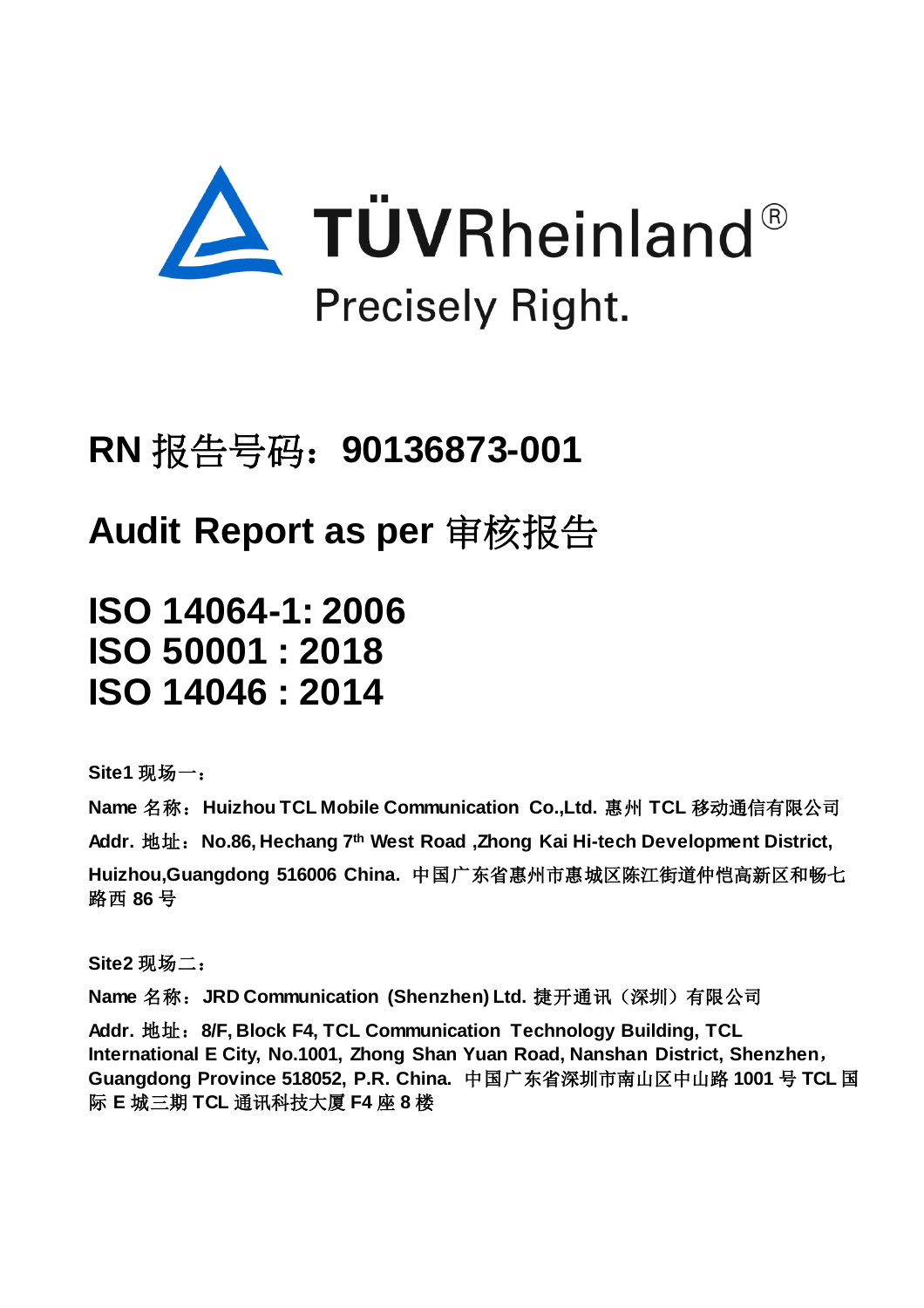TÜVRheinland®

Precisely Right.

# RN 报告号码：90136873-001

# Audit Report as per 审核报告

# ISO 14064-1: 2006
# ISO 50001 : 2018
# ISO 14046 : 2014

**Site1 现场一：**

**Name 名称：Huizhou TCL Mobile Communication Co.,Ltd. 惠州 TCL 移动通信有限公司**

**Addr. 地址：No.86, Hechang 7th West Road ,Zhong Kai Hi-tech Development District, Huizhou,Guangdong 516006 China. 中国广东省惠州市惠城区陈江街道仲恺高新区和畅七路西 86 号**

**Site2 现场二：**

**Name 名称：JRD Communication (Shenzhen) Ltd. 捷开通讯（深圳）有限公司**

**Addr. 地址：8/F, Block F4, TCL Communication Technology Building, TCL International E City, No.1001, Zhong Shan Yuan Road, Nanshan District, Shenzhen，Guangdong Province 518052, P.R. China. 中国广东省深圳市南山区中山路 1001 号 TCL 国际 E 城三期 TCL 通讯科技大厦 F4 座 8 楼**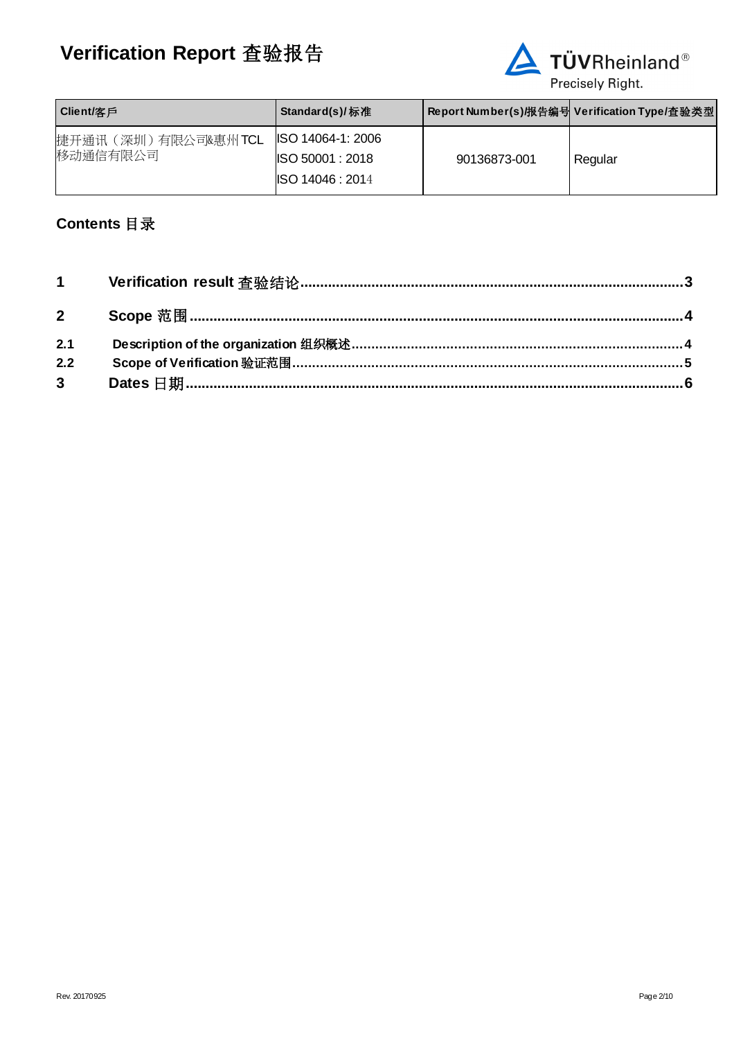# Verification Report 查验报告

| Client/客戶 | Standard(s)/标准 | Report Number(s)/报告编号 | Verification Type/查验类型 |
|---|---|---|---|
| 捷开通讯（深圳）有限公司&惠州 TCL 移动通信有限公司 | ISO 14064-1: 2006<br>ISO 50001 : 2018<br>ISO 14046 : 2014 | 90136873-001 | Regular |

## Contents 目录

1 Verification result 查验结论 ........ 3

2 Scope 范围 ........ 4

2.1 Description of the organization 组织概述 ........ 4

2.2 Scope of Verification 验证范围 ........ 5

3 Dates 日期 ........ 6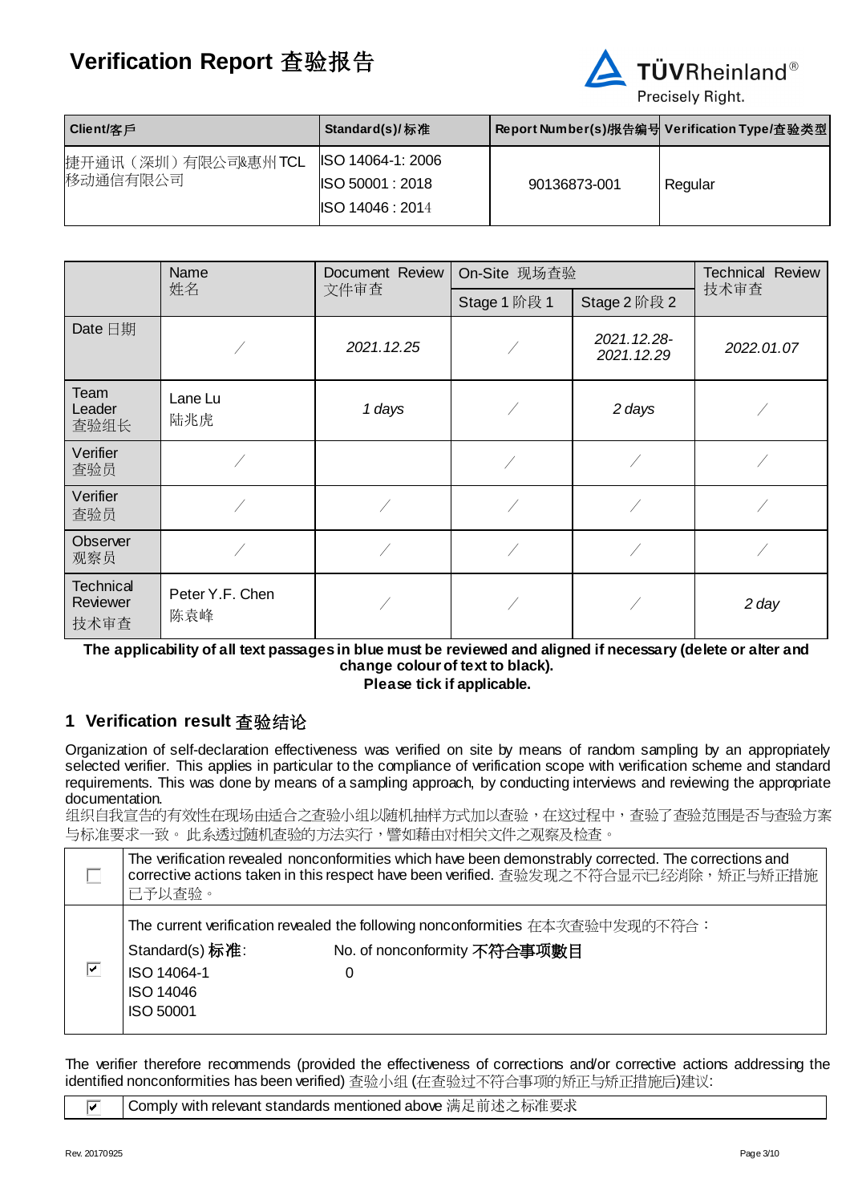# Verification Report 查验报告

| Client/客戶 | Standard(s)/标准 | Report Number(s)/报告编号 | Verification Type/查验类型 |
|---|---|---|---|
| 捷开通讯（深圳）有限公司&惠州TCL移动通信有限公司 | ISO 14064-1: 2006<br>ISO 50001 : 2018<br>ISO 14046 : 2014 | 90136873-001 | Regular |

| | Name 姓名 | Document Review 文件审查 | On-Site 现场查验 | | Technical Review 技术审查 |
|---|---|---|---|---|---|
| | | | Stage 1 阶段 1 | Stage 2 阶段 2 | |
| Date 日期 | / | *2021.12.25* | / | *2021.12.28-2021.12.29* | *2022.01.07* |
| Team Leader 查验组长 | Lane Lu 陆兆虎 | *1 days* | / | *2 days* | / |
| Verifier 查验员 | / | | / | / | / |
| Verifier 查验员 | / | / | / | / | / |
| Observer 观察员 | / | / | / | / | / |
| Technical Reviewer 技术审查 | Peter Y.F. Chen 陈袁峰 | / | / | / | *2 day* |

**The applicability of all text passages in blue must be reviewed and aligned if necessary (delete or alter and change colour of text to black).**
**Please tick if applicable.**

## 1 Verification result 查验结论

Organization of self-declaration effectiveness was verified on site by means of random sampling by an appropriately selected verifier. This applies in particular to the compliance of verification scope with verification scheme and standard requirements. This was done by means of a sampling approach, by conducting interviews and reviewing the appropriate documentation.
组织自我宣告的有效性在现场由适合之查验小组以随机抽样方式加以查验，在这过程中，查验了查验范围是否与查验方案与标准要求一致。 此系透过随机查验的方法实行，譬如藉由对相关文件之观察及检查。

| | |
|---|---|
| ☐ | The verification revealed nonconformities which have been demonstrably corrected. The corrections and corrective actions taken in this respect have been verified. 查验发现之不符合显示已经消除，矫正与矫正措施已予以查验。 |
| ☑ | The current verification revealed the following nonconformities 在本次查验中发现的不符合：<br>Standard(s) **标准**: No. of nonconformity **不符合事项數目**<br>ISO 14064-1 0<br>ISO 14046<br>ISO 50001 |

The verifier therefore recommends (provided the effectiveness of corrections and/or corrective actions addressing the identified nonconformities has been verified) 查验小组 (在查验过不符合事项的矫正与矫正措施后)建议:

| | |
|---|---|
| ☑ | Comply with relevant standards mentioned above 满足前述之标准要求 |

Rev. 20170925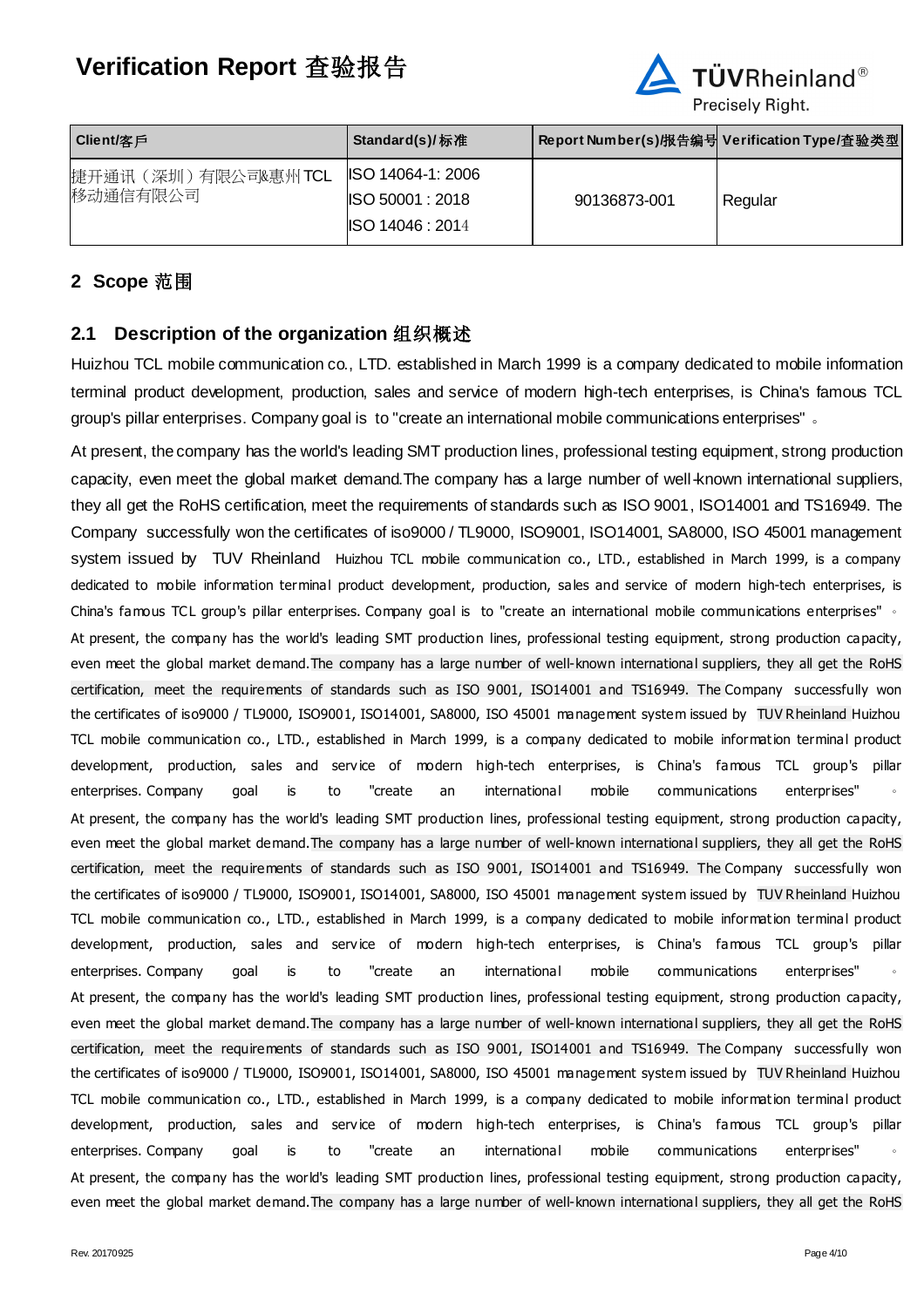# Verification Report 查验报告

| Client/客戶 | Standard(s)/标准 | Report Number(s)/报告编号 | Verification Type/查验类型 |
|---|---|---|---|
| 捷开通讯（深圳）有限公司&惠州TCL移动通信有限公司 | ISO 14064-1: 2006<br>ISO 50001 : 2018<br>ISO 14046 : 2014 | 90136873-001 | Regular |

## 2 Scope 范围

### 2.1 Description of the organization 组织概述

Huizhou TCL mobile communication co., LTD. established in March 1999 is a company dedicated to mobile information terminal product development, production, sales and service of modern high-tech enterprises, is China's famous TCL group's pillar enterprises. Company goal is to "create an international mobile communications enterprises" 。

At present, the company has the world's leading SMT production lines, professional testing equipment, strong production capacity, even meet the global market demand.The company has a large number of well-known international suppliers, they all get the RoHS certification, meet the requirements of standards such as ISO 9001, ISO14001 and TS16949. The Company successfully won the certificates of iso9000 / TL9000, ISO9001, ISO14001, SA8000, ISO 45001 management system issued by TUV Rheinland Huizhou TCL mobile communication co., LTD., established in March 1999, is a company dedicated to mobile information terminal product development, production, sales and service of modern high-tech enterprises, is China's famous TCL group's pillar enterprises. Company goal is to "create an international mobile communications enterprises" 。 At present, the company has the world's leading SMT production lines, professional testing equipment, strong production capacity, even meet the global market demand.The company has a large number of well-known international suppliers, they all get the RoHS certification, meet the requirements of standards such as ISO 9001, ISO14001 and TS16949. The Company successfully won the certificates of iso9000 / TL9000, ISO9001, ISO14001, SA8000, ISO 45001 management system issued by TUV Rheinland Huizhou TCL mobile communication co., LTD., established in March 1999, is a company dedicated to mobile information terminal product development, production, sales and service of modern high-tech enterprises, is China's famous TCL group's pillar enterprises. Company goal is to "create an international mobile communications enterprises" 。 At present, the company has the world's leading SMT production lines, professional testing equipment, strong production capacity, even meet the global market demand.The company has a large number of well-known international suppliers, they all get the RoHS certification, meet the requirements of standards such as ISO 9001, ISO14001 and TS16949. The Company successfully won the certificates of iso9000 / TL9000, ISO9001, ISO14001, SA8000, ISO 45001 management system issued by TUV Rheinland Huizhou TCL mobile communication co., LTD., established in March 1999, is a company dedicated to mobile information terminal product development, production, sales and service of modern high-tech enterprises, is China's famous TCL group's pillar enterprises. Company goal is to "create an international mobile communications enterprises" 。 At present, the company has the world's leading SMT production lines, professional testing equipment, strong production capacity, even meet the global market demand.The company has a large number of well-known international suppliers, they all get the RoHS certification, meet the requirements of standards such as ISO 9001, ISO14001 and TS16949. The Company successfully won the certificates of iso9000 / TL9000, ISO9001, ISO14001, SA8000, ISO 45001 management system issued by TUV Rheinland Huizhou TCL mobile communication co., LTD., established in March 1999, is a company dedicated to mobile information terminal product development, production, sales and service of modern high-tech enterprises, is China's famous TCL group's pillar enterprises. Company goal is to "create an international mobile communications enterprises" 。 At present, the company has the world's leading SMT production lines, professional testing equipment, strong production capacity, even meet the global market demand.The company has a large number of well-known international suppliers, they all get the RoHS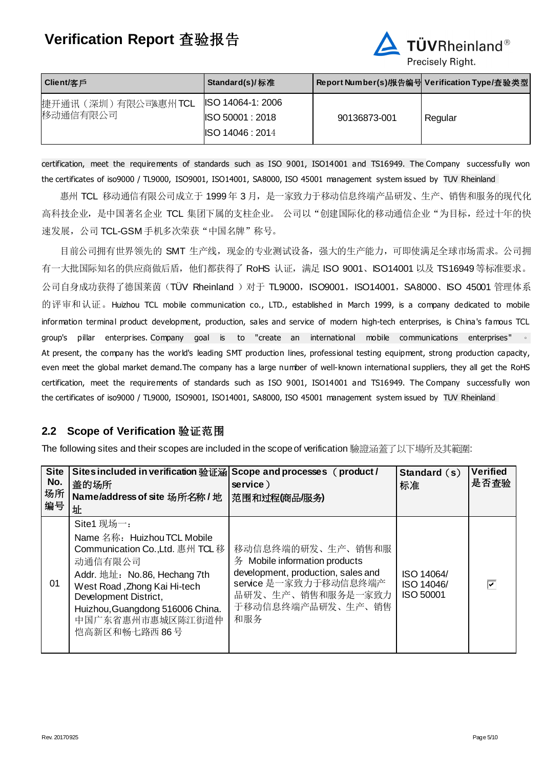# Verification Report 查验报告

| Client/客戶 | Standard(s)/ 标准 | Report Number(s)/报告编号 | Verification Type/查验类型 |
|---|---|---|---|
| 捷开通讯（深圳）有限公司&惠州 TCL 移动通信有限公司 | ISO 14064-1: 2006<br>ISO 50001 : 2018<br>ISO 14046 : 2014 | 90136873-001 | Regular |

certification, meet the requirements of standards such as ISO 9001, ISO14001 and TS16949. The Company successfully won the certificates of iso9000 / TL9000, ISO9001, ISO14001, SA8000, ISO 45001 management system issued by TUV Rheinland

惠州 TCL 移动通信有限公司成立于 1999 年 3 月，是一家致力于移动信息终端产品研发、生产、销售和服务的现代化高科技企业，是中国著名企业 TCL 集团下属的支柱企业。 公司以“创建国际化的移动通信企业“为目标，经过十年的快速发展，公司 TCL-GSM 手机多次荣获“中国名牌”称号。

目前公司拥有世界领先的 SMT 生产线，现金的专业测试设备，强大的生产能力，可即使满足全球市场需求。公司拥有一大批国际知名的供应商做后盾，他们都获得了 RoHS 认证，满足 ISO 9001、ISO14001 以及 TS16949 等标准要求。公司自身成功获得了德国莱茵（TÜV Rheinland ）对于 TL9000，ISO9001，ISO14001，SA8000、ISO 45001 管理体系的评审和认证。Huizhou TCL mobile communication co., LTD., established in March 1999, is a company dedicated to mobile information terminal product development, production, sales and service of modern high-tech enterprises, is China's famous TCL group's pillar enterprises. Company goal is to "create an international mobile communications enterprises" 。At present, the company has the world's leading SMT production lines, professional testing equipment, strong production capacity, even meet the global market demand.The company has a large number of well-known international suppliers, they all get the RoHS certification, meet the requirements of standards such as ISO 9001, ISO14001 and TS16949. The Company successfully won the certificates of iso9000 / TL9000, ISO9001, ISO14001, SA8000, ISO 45001 management system issued by TUV Rheinland

## 2.2 Scope of Verification 验证范围

The following sites and their scopes are included in the scope of verification 驗證涵蓋了以下場所及其範圍:

| Site No. 场所编号 | Sites included in verification 验证涵盖的场所<br>Name/address of site 场所名称 / 地址 | Scope and processes （product / service）<br>范围和过程(商品/服务) | Standard（s）标准 | Verified 是否查验 |
|---|---|---|---|---|
| 01 | Site1 现场一：<br>Name 名称：Huizhou TCL Mobile Communication Co.,Ltd. 惠州 TCL 移动通信有限公司<br>Addr. 地址：No.86, Hechang 7th West Road ,Zhong Kai Hi-tech Development District, Huizhou,Guangdong 516006 China. 中国广东省惠州市惠城区陈江街道仲恺高新区和畅七路西 86 号 | 移动信息终端的研发、生产、销售和服务 Mobile information products development, production, sales and service 是一家致力于移动信息终端产品研发、生产、销售和服务是一家致力于移动信息终端产品研发、生产、销售和服务 | ISO 14064/<br>ISO 14046/<br>ISO 50001 | ☑ |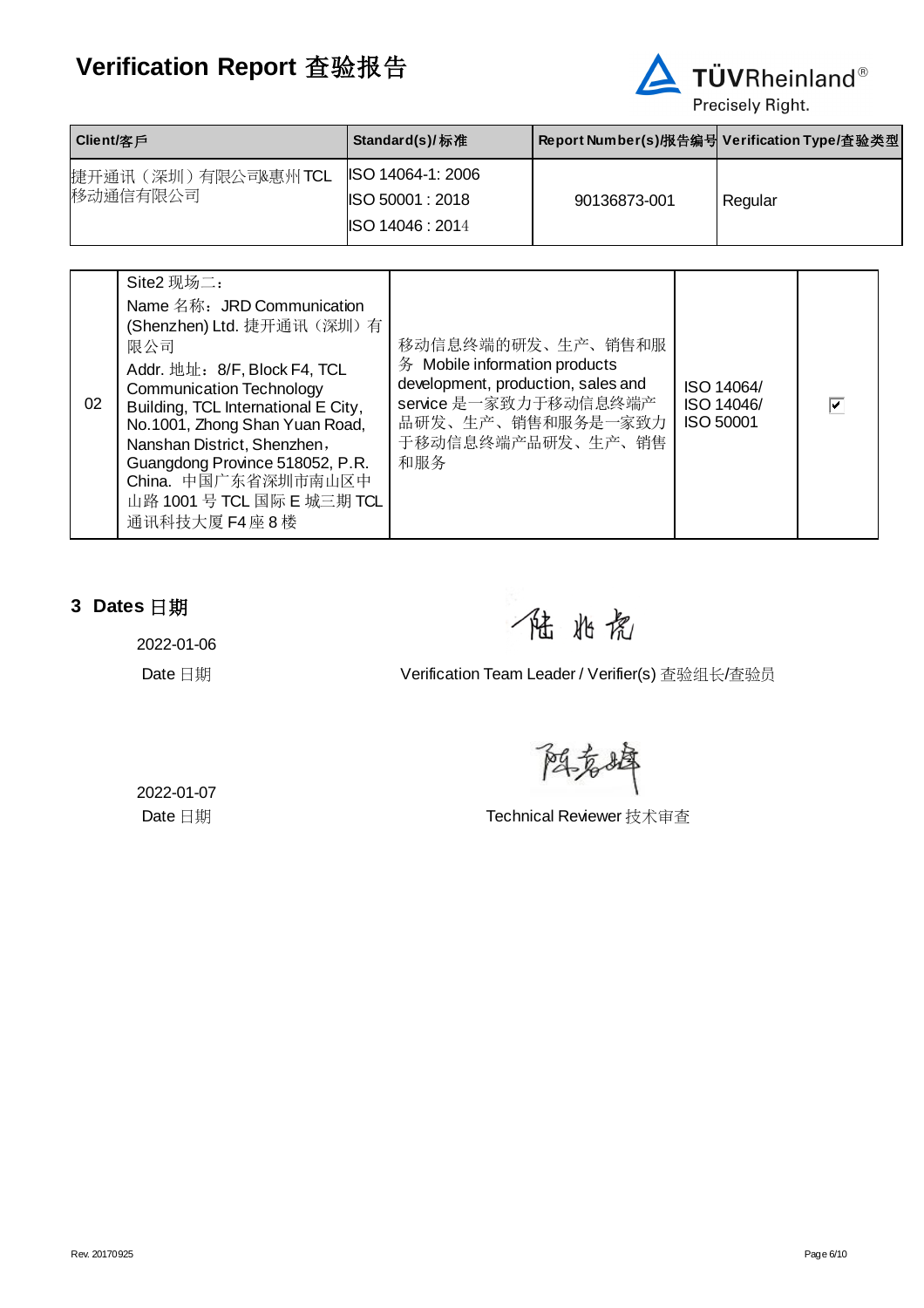# Verification Report 查验报告

TÜVRheinland® Precisely Right.

| Client/客戶 | Standard(s)/标准 | Report Number(s)/报告编号 | Verification Type/查验类型 |
|---|---|---|---|
| 捷开通讯（深圳）有限公司&惠州TCL移动通信有限公司 | ISO 14064-1: 2006<br>ISO 50001 : 2018<br>ISO 14046 : 2014 | 90136873-001 | Regular |

| | | | | |
|---|---|---|---|---|
| 02 | Site2 现场二：<br>Name 名称：JRD Communication (Shenzhen) Ltd. 捷开通讯（深圳）有限公司<br>Addr. 地址：8/F, Block F4, TCL Communication Technology Building, TCL International E City, No.1001, Zhong Shan Yuan Road, Nanshan District, Shenzhen, Guangdong Province 518052, P.R. China. 中国广东省深圳市南山区中山路 1001 号 TCL 国际 E 城三期 TCL 通讯科技大厦 F4 座 8 楼 | 移动信息终端的研发、生产、销售和服务 Mobile information products development, production, sales and service 是一家致力于移动信息终端产品研发、生产、销售和服务是一家致力于移动信息终端产品研发、生产、销售和服务 | ISO 14064/<br>ISO 14046/<br>ISO 50001 | ☑ |

## 3 Dates 日期

2022-01-06

Date 日期

Verification Team Leader / Verifier(s) 查验组长/查验员

2022-01-07

Date 日期

Technical Reviewer 技术审查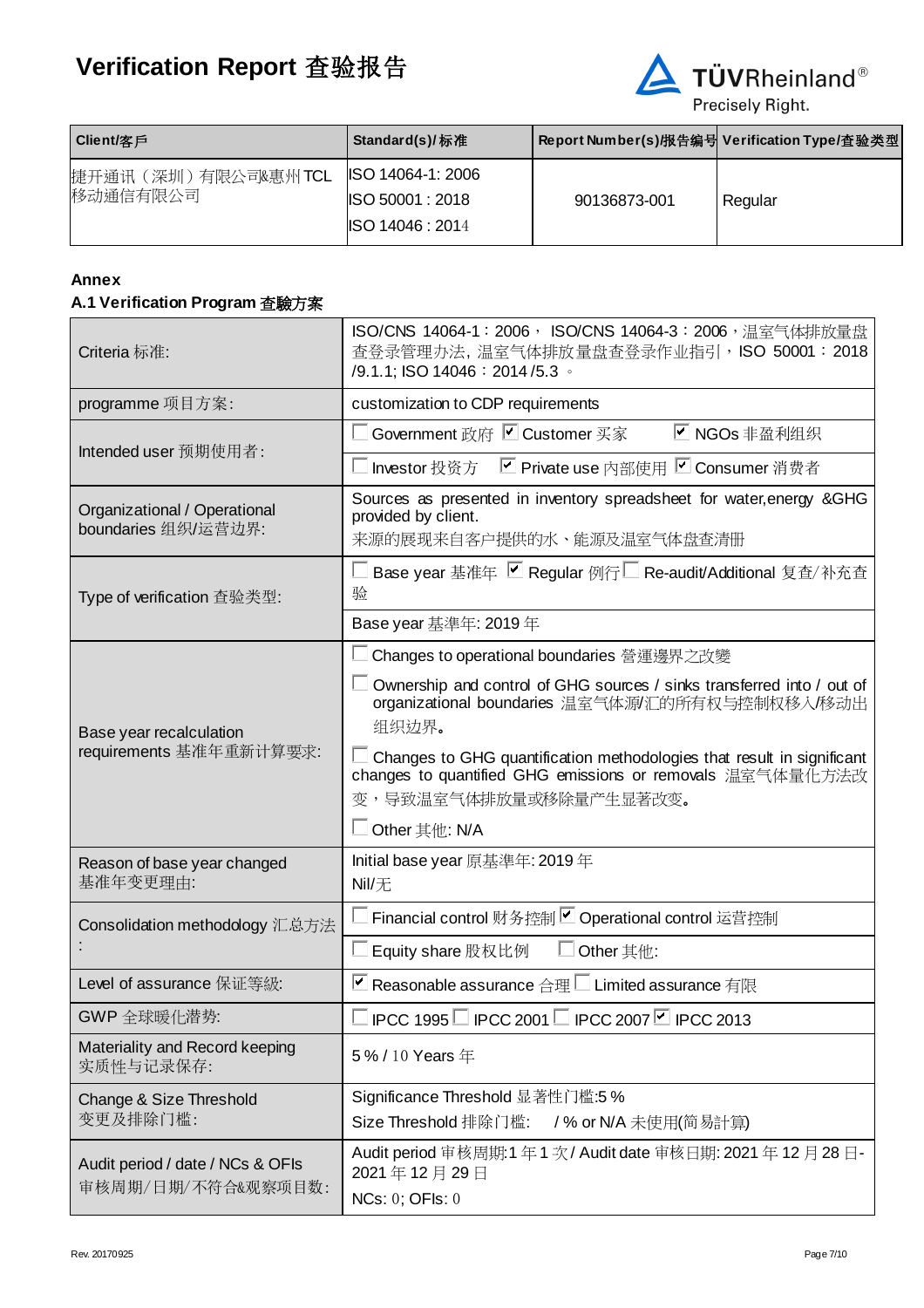# Verification Report 查验报告

| Client/客戶 | Standard(s)/标准 | Report Number(s)/报告编号 | Verification Type/查验类型 |
| --- | --- | --- | --- |
| 捷开通讯（深圳）有限公司&惠州TCL移动通信有限公司 | ISO 14064-1: 2006<br>ISO 50001 : 2018<br>ISO 14046 : 2014 | 90136873-001 | Regular |

**Annex**

**A.1 Verification Program 查驗方案**

| | |
| --- | --- |
| Criteria 标准: | ISO/CNS 14064-1：2006， ISO/CNS 14064-3：2006，温室气体排放量盘查登录管理办法，温室气体排放量盘查登录作业指引，ISO 50001：2018 /9.1.1; ISO 14046：2014 /5.3 。 |
| programme 项目方案: | customization to CDP requirements |
| Intended user 预期使用者: | ☐ Government 政府 ☑ Customer 买家 ☑ NGOs 非盈利组织<br>☐ Investor 投资方 ☑ Private use 内部使用 ☑ Consumer 消费者 |
| Organizational / Operational boundaries 组织/运营边界: | Sources as presented in inventory spreadsheet for water,energy &GHG provided by client.<br>来源的展现来自客户提供的水、能源及温室气体盘查清册 |
| Type of verification 查验类型: | ☐ Base year 基准年 ☑ Regular 例行 ☐ Re-audit/Additional 复查/补充查验<br>Base year 基準年: 2019 年 |
| Base year recalculation requirements 基准年重新计算要求: | ☐ Changes to operational boundaries 營運邊界之改變<br>☐ Ownership and control of GHG sources / sinks transferred into / out of organizational boundaries 温室气体源/汇的所有权与控制权移入/移动出组织边界。<br>☐ Changes to GHG quantification methodologies that result in significant changes to quantified GHG emissions or removals 温室气体量化方法改变，导致温室气体排放量或移除量产生显著改变。<br>☐ Other 其他: N/A |
| Reason of base year changed 基准年变更理由: | Initial base year 原基準年: 2019 年<br>Nil/无 |
| Consolidation methodology 汇总方法: | ☐ Financial control 财务控制 ☑ Operational control 运营控制<br>☐ Equity share 股权比例 ☐ Other 其他: |
| Level of assurance 保证等级: | ☑ Reasonable assurance 合理 ☐ Limited assurance 有限 |
| GWP 全球暖化潜势: | ☐ IPCC 1995 ☐ IPCC 2001 ☐ IPCC 2007 ☑ IPCC 2013 |
| Materiality and Record keeping 实质性与记录保存: | 5 % / 10 Years 年 |
| Change & Size Threshold 变更及排除门槛: | Significance Threshold 显著性门槛:5 %<br>Size Threshold 排除门槛: / % or N/A 未使用(简易計算) |
| Audit period / date / NCs & OFIs 审核周期/日期/不符合&观察项目数: | Audit period 审核周期:1 年 1 次 / Audit date 审核日期: 2021 年 12 月 28 日-2021 年 12 月 29 日<br>NCs: 0; OFIs: 0 |

Rev. 20170925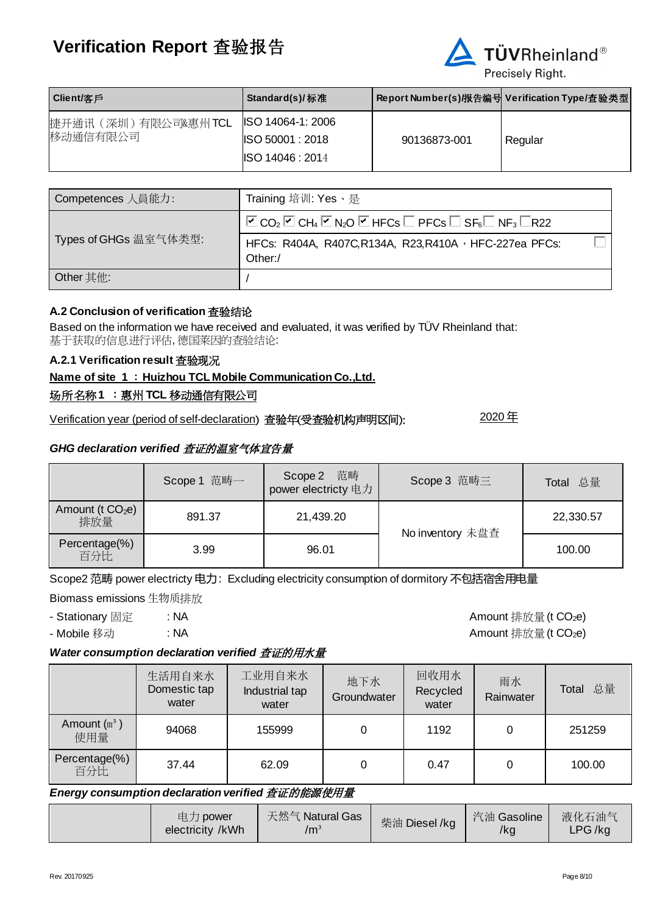# Verification Report 查验报告

| Client/客戶 | Standard(s)/标准 | Report Number(s)/报告编号 | Verification Type/查验类型 |
|---|---|---|---|
| 捷开通讯（深圳）有限公司&惠州 TCL 移动通信有限公司 | ISO 14064-1: 2006<br>ISO 50001 : 2018<br>ISO 14046 : 2014 | 90136873-001 | Regular |

| | |
|---|---|
| Competences 人員能力: | Training 培训: Yes、是 |
| Types of GHGs 温室气体类型: | ☑ $CO_2$ ☑ $CH_4$ ☑ $N_2O$ ☑ HFCs ☐ PFCs ☐ $SF_6$ ☐ $NF_3$ ☐ R22 |
| | HFCs: R404A, R407C,R134A, R23,R410A，HFC-227ea PFCs: ☐ Other:/ |
| Other 其他: | / |

### A.2 Conclusion of verification 查验结论

Based on the information we have received and evaluated, it was verified by TÜV Rheinland that:
基于获取的信息进行评估, 德国莱因的查验结论:

#### A.2.1 Verification result 查验现况

**Name of site 1 ：Huizhou TCL Mobile Communication Co.,Ltd.**

**场所名称1 ：惠州 TCL 移动通信有限公司**

Verification year (period of self-declaration) 查验年(受查验机构声明区间): 2020 年

***GHG declaration verified 查证的温室气体宣告量***

| | Scope 1 范畴一 | Scope 2 范畴 power electricty 电力 | Scope 3 范畴三 | Total 总量 |
|---|---|---|---|---|
| Amount (t $CO_2$e) 排放量 | 891.37 | 21,439.20 | No inventory 未盘查 | 22,330.57 |
| Percentage(%) 百分比 | 3.99 | 96.01 | | 100.00 |

Scope2 范畴 power electricty 电力: Excluding electricity consumption of dormitory 不包括宿舍用电量

Biomass emissions 生物质排放

- Stationary 固定 : NA  Amount 排放量 (t $CO_2$e)
- Mobile 移动 : NA  Amount 排放量 (t $CO_2$e)

***Water consumption declaration verified 查证的用水量***

| | 生活用自来水 Domestic tap water | 工业用自来水 Industrial tap water | 地下水 Groundwater | 回收用水 Recycled water | 雨水 Rainwater | Total 总量 |
|---|---|---|---|---|---|---|
| Amount (㎥) 使用量 | 94068 | 155999 | 0 | 1192 | 0 | 251259 |
| Percentage(%) 百分比 | 37.44 | 62.09 | 0 | 0.47 | 0 | 100.00 |

***Energy consumption declaration verified 查证的能源使用量***

| | 电力 power electricity /kWh | 天然气 Natural Gas /$m^3$ | 柴油 Diesel /kg | 汽油 Gasoline /kg | 液化石油气 LPG /kg |
|---|---|---|---|---|---|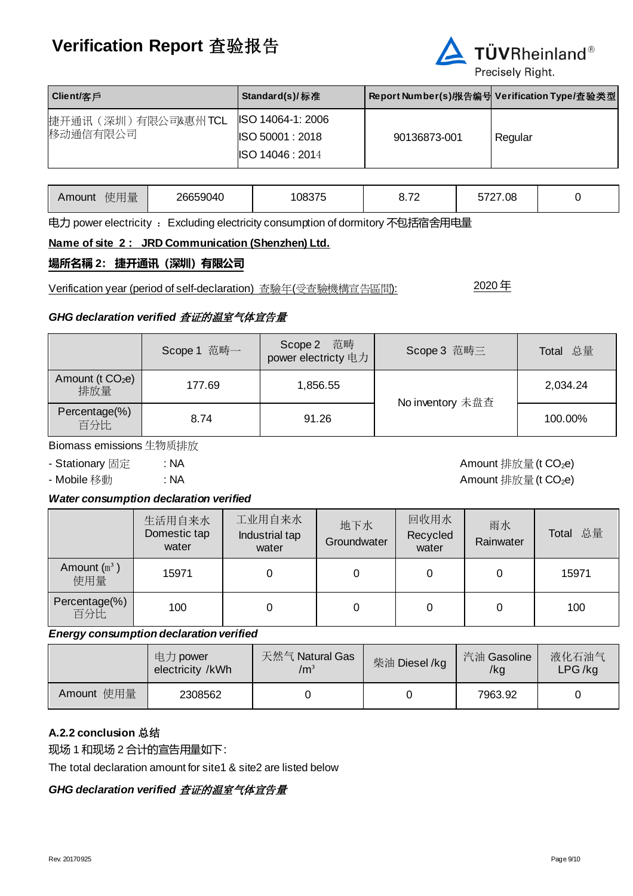# Verification Report 查验报告

| Client/客戶 | Standard(s)/标准 | Report Number(s)/报告编号 | Verification Type/查验类型 |
|---|---|---|---|
| 捷开通讯（深圳）有限公司&惠州TCL移动通信有限公司 | ISO 14064-1: 2006<br>ISO 50001 : 2018<br>ISO 14046 : 2014 | 90136873-001 | Regular |

| Amount 使用量 | 26659040 | 108375 | 8.72 | 5727.08 | 0 |
|---|---|---|---|---|---|

电力 power electricity ： Excluding electricity consumption of dormitory 不包括宿舍用电量

**Name of site 2： JRD Communication (Shenzhen) Ltd.**

**場所名稱 2: 捷开通讯（深圳）有限公司**

Verification year (period of self-declaration) 查驗年(受查驗機構宣告區間): 2020 年

***GHG declaration verified 查证的温室气体宣告量***

| | Scope 1 范畴一 | Scope 2 范畴 power electricity 电力 | Scope 3 范畴三 | Total 总量 |
|---|---|---|---|---|
| Amount (t $CO_2$e) 排放量 | 177.69 | 1,856.55 | No inventory 未盘查 | 2,034.24 |
| Percentage(%) 百分比 | 8.74 | 91.26 | | 100.00% |

Biomass emissions 生物质排放

- Stationary 固定 : NA　　Amount 排放量 (t $CO_2$e)
- Mobile 移動 : NA　　Amount 排放量 (t $CO_2$e)

***Water consumption declaration verified***

| | 生活用自来水 Domestic tap water | 工业用自来水 Industrial tap water | 地下水 Groundwater | 回收用水 Recycled water | 雨水 Rainwater | Total 总量 |
|---|---|---|---|---|---|---|
| Amount (m³ ) 使用量 | 15971 | 0 | 0 | 0 | 0 | 15971 |
| Percentage(%) 百分比 | 100 | 0 | 0 | 0 | 0 | 100 |

***Energy consumption declaration verified***

| | 电力 power electricity /kWh | 天然气 Natural Gas /m³ | 柴油 Diesel /kg | 汽油 Gasoline /kg | 液化石油气 LPG /kg |
|---|---|---|---|---|---|
| Amount 使用量 | 2308562 | 0 | 0 | 7963.92 | 0 |

**A.2.2 conclusion 总结**

现场 1 和现场 2 合计的宣告用量如下:

The total declaration amount for site1 & site2 are listed below

***GHG declaration verified 查证的温室气体宣告量***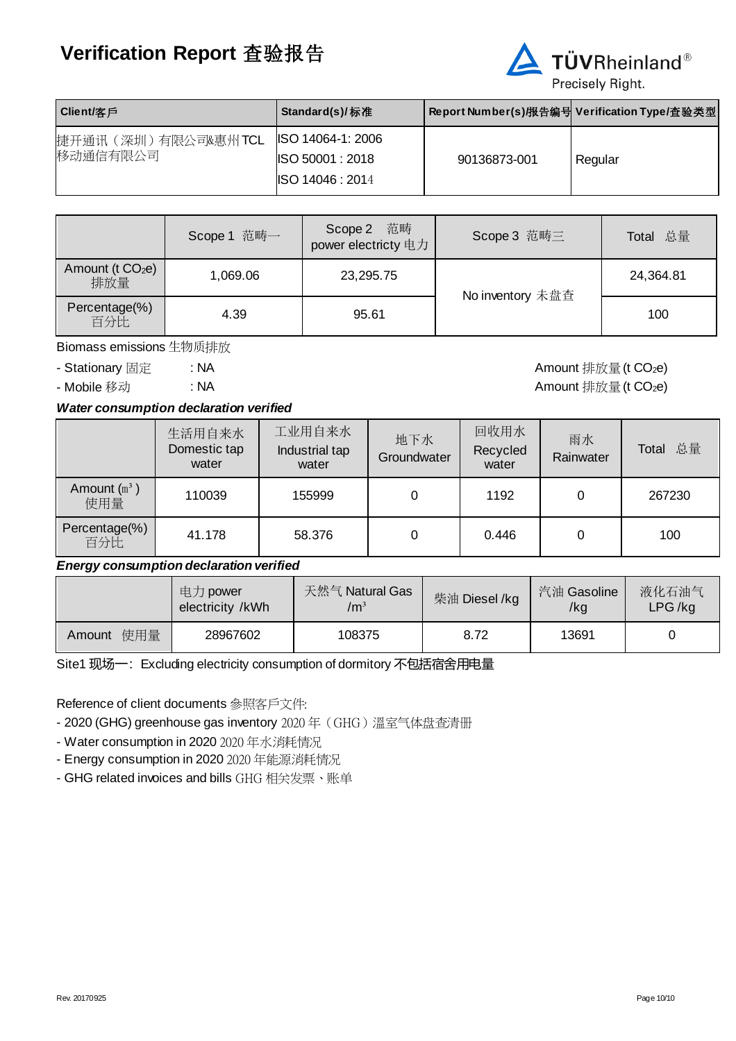# Verification Report 查验报告

TÜVRheinland®
Precisely Right.

| Client/客戶 | Standard(s)/标准 | Report Number(s)/报告编号 | Verification Type/查验类型 |
|---|---|---|---|
| 捷开通讯（深圳）有限公司&惠州TCL移动通信有限公司 | ISO 14064-1: 2006<br>ISO 50001 : 2018<br>ISO 14046 : 2014 | 90136873-001 | Regular |

| | Scope 1 范畴一 | Scope 2 范畴 power electricty 电力 | Scope 3 范畴三 | Total 总量 |
|---|---|---|---|---|
| Amount (t $CO_2e$) 排放量 | 1,069.06 | 23,295.75 | No inventory 未盘查 | 24,364.81 |
| Percentage(%) 百分比 | 4.39 | 95.61 | | 100 |

Biomass emissions 生物质排放

- Stationary 固定 : NA  Amount 排放量 (t $CO_2e$)
- Mobile 移动 : NA  Amount 排放量 (t $CO_2e$)

***Water consumption declaration verified***

| | 生活用自来水 Domestic tap water | 工业用自来水 Industrial tap water | 地下水 Groundwater | 回收用水 Recycled water | 雨水 Rainwater | Total 总量 |
|---|---|---|---|---|---|---|
| Amount (㎥) 使用量 | 110039 | 155999 | 0 | 1192 | 0 | 267230 |
| Percentage(%) 百分比 | 41.178 | 58.376 | 0 | 0.446 | 0 | 100 |

***Energy consumption declaration verified***

| | 电力 power electricity /kWh | 天然气 Natural Gas /m³ | 柴油 Diesel /kg | 汽油 Gasoline /kg | 液化石油气 LPG /kg |
|---|---|---|---|---|---|
| Amount 使用量 | 28967602 | 108375 | 8.72 | 13691 | 0 |

Site1 现场一: Excluding electricity consumption of dormitory 不包括宿舍用电量

Reference of client documents 参照客戶文件:

- 2020 (GHG) greenhouse gas inventory 2020 年（GHG）温室气体盘查清册
- Water consumption in 2020 2020 年水消耗情况
- Energy consumption in 2020 2020 年能源消耗情况
- GHG related invoices and bills GHG 相关发票、账单

Rev. 20170925